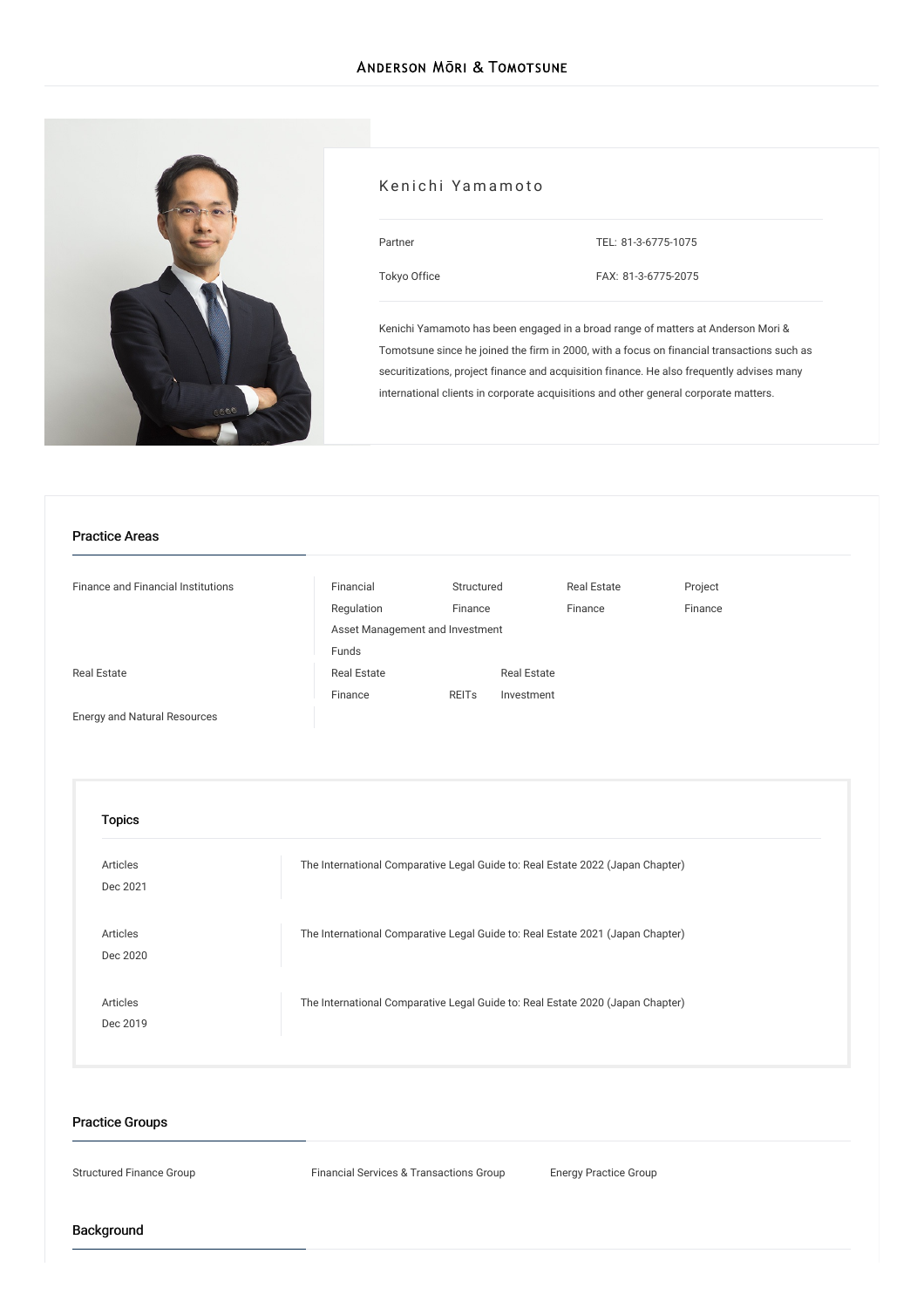# Kenichi Yamamoto

Partner

Tokyo Office

TEL: 81-3-6775-1075

FAX: 81-3-6775-2075

Kenichi Yamamoto has been engaged in a broad range of matters at Anderson Mori & Tomotsune since he joined the firm in 2000, with a focus on financial transactions such as securitizations, project finance and acquisition finance. He also frequently advises many international clients in corporate acquisitions and other general corporate matters.

## Practice Areas

| | |
|---|---|
| Finance and Financial Institutions | Financial Regulation, Structured Finance, Real Estate Finance, Project Finance, Asset Management and Investment Funds |
| Real Estate | Real Estate Finance, REITs, Real Estate Investment |
| Energy and Natural Resources | |

## Topics

| | |
|---|---|
| Articles<br>Dec 2021 | The International Comparative Legal Guide to: Real Estate 2022 (Japan Chapter) |
| Articles<br>Dec 2020 | The International Comparative Legal Guide to: Real Estate 2021 (Japan Chapter) |
| Articles<br>Dec 2019 | The International Comparative Legal Guide to: Real Estate 2020 (Japan Chapter) |

## Practice Groups

Structured Finance Group

Financial Services & Transactions Group

Energy Practice Group

## Background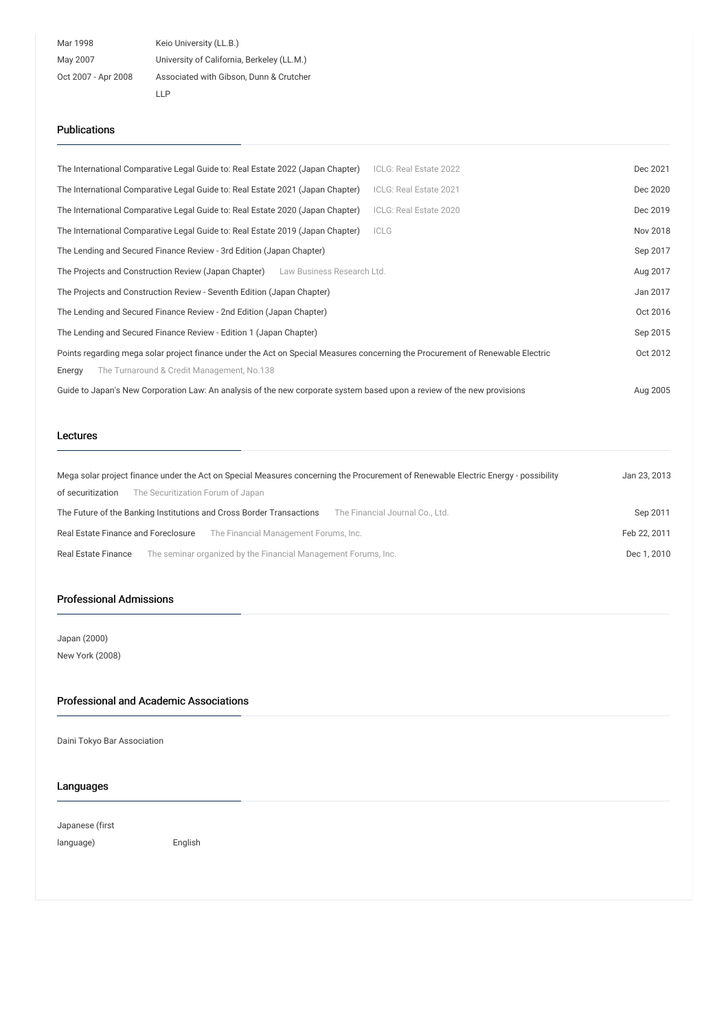| | |
|---|---|
| Mar 1998 | Keio University (LL.B.) |
| May 2007 | University of California, Berkeley (LL.M.) |
| Oct 2007 - Apr 2008 | Associated with Gibson, Dunn & Crutcher LLP |

## Publications

| | | |
|---|---|---|
| The International Comparative Legal Guide to: Real Estate 2022 (Japan Chapter) | ICLG: Real Estate 2022 | Dec 2021 |
| The International Comparative Legal Guide to: Real Estate 2021 (Japan Chapter) | ICLG: Real Estate 2021 | Dec 2020 |
| The International Comparative Legal Guide to: Real Estate 2020 (Japan Chapter) | ICLG: Real Estate 2020 | Dec 2019 |
| The International Comparative Legal Guide to: Real Estate 2019 (Japan Chapter) | ICLG | Nov 2018 |
| The Lending and Secured Finance Review - 3rd Edition (Japan Chapter) | | Sep 2017 |
| The Projects and Construction Review (Japan Chapter) | Law Business Research Ltd. | Aug 2017 |
| The Projects and Construction Review - Seventh Edition (Japan Chapter) | | Jan 2017 |
| The Lending and Secured Finance Review - 2nd Edition (Japan Chapter) | | Oct 2016 |
| The Lending and Secured Finance Review - Edition 1 (Japan Chapter) | | Sep 2015 |
| Points regarding mega solar project finance under the Act on Special Measures concerning the Procurement of Renewable Electric Energy | The Turnaround & Credit Management, No.138 | Oct 2012 |
| Guide to Japan's New Corporation Law: An analysis of the new corporate system based upon a review of the new provisions | | Aug 2005 |

## Lectures

| | | |
|---|---|---|
| Mega solar project finance under the Act on Special Measures concerning the Procurement of Renewable Electric Energy - possibility of securitization | The Securitization Forum of Japan | Jan 23, 2013 |
| The Future of the Banking Institutions and Cross Border Transactions | The Financial Journal Co., Ltd. | Sep 2011 |
| Real Estate Finance and Foreclosure | The Financial Management Forums, Inc. | Feb 22, 2011 |
| Real Estate Finance | The seminar organized by the Financial Management Forums, Inc. | Dec 1, 2010 |

## Professional Admissions

Japan (2000)
New York (2008)

## Professional and Academic Associations

Daini Tokyo Bar Association

## Languages

Japanese (first language)
English